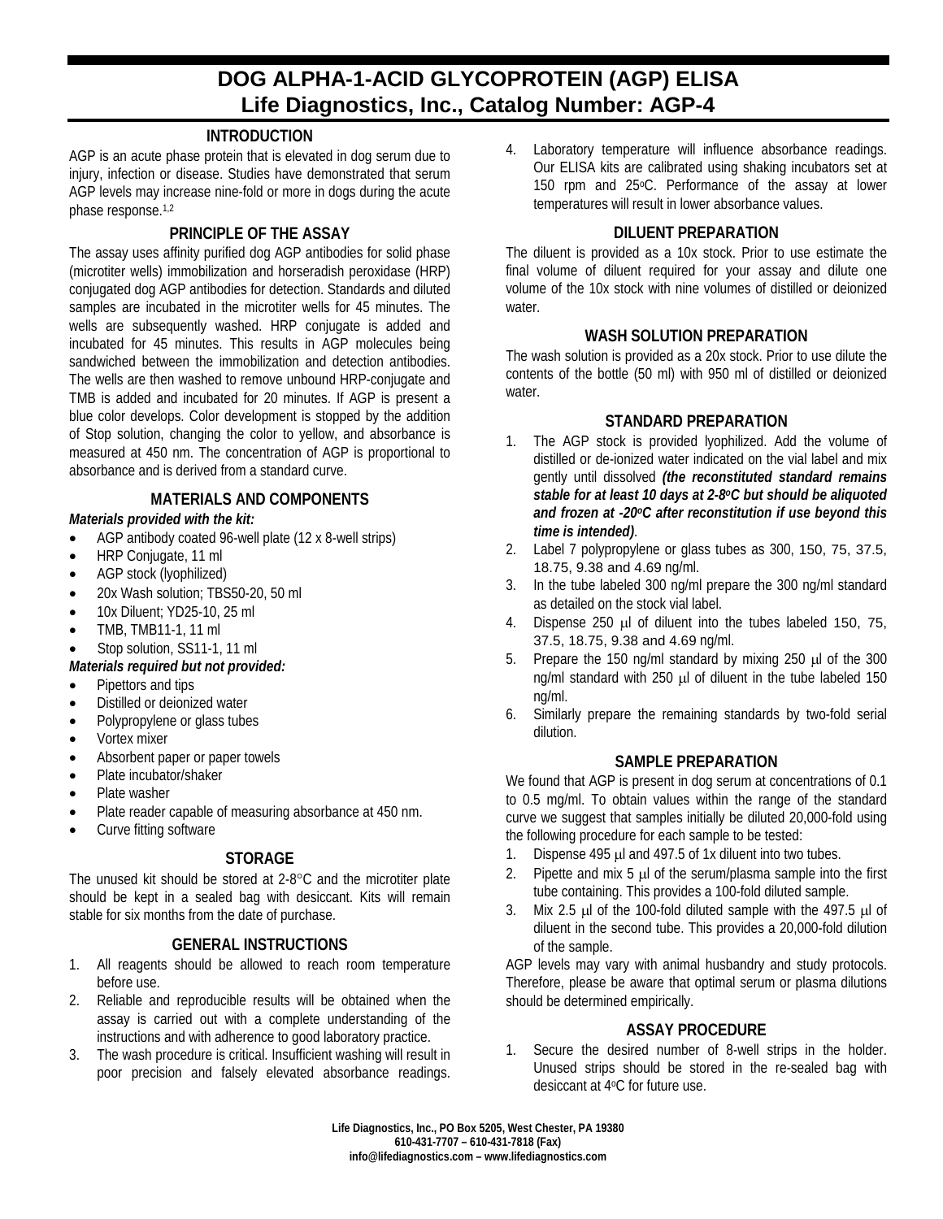# DOG ALPHA-1-ACID GLYCOPROTEIN (AGP) ELISA
## Life Diagnostics, Inc., Catalog Number: AGP-4

### INTRODUCTION

AGP is an acute phase protein that is elevated in dog serum due to injury, infection or disease. Studies have demonstrated that serum AGP levels may increase nine-fold or more in dogs during the acute phase response.[1,2]

### PRINCIPLE OF THE ASSAY

The assay uses affinity purified dog AGP antibodies for solid phase (microtiter wells) immobilization and horseradish peroxidase (HRP) conjugated dog AGP antibodies for detection. Standards and diluted samples are incubated in the microtiter wells for 45 minutes. The wells are subsequently washed. HRP conjugate is added and incubated for 45 minutes. This results in AGP molecules being sandwiched between the immobilization and detection antibodies. The wells are then washed to remove unbound HRP-conjugate and TMB is added and incubated for 20 minutes. If AGP is present a blue color develops. Color development is stopped by the addition of Stop solution, changing the color to yellow, and absorbance is measured at 450 nm. The concentration of AGP is proportional to absorbance and is derived from a standard curve.

### MATERIALS AND COMPONENTS

***Materials provided with the kit:***

- AGP antibody coated 96-well plate (12 x 8-well strips)
- HRP Conjugate, 11 ml
- AGP stock (lyophilized)
- 20x Wash solution; TBS50-20, 50 ml
- 10x Diluent; YD25-10, 25 ml
- TMB, TMB11-1, 11 ml
- Stop solution, SS11-1, 11 ml

***Materials required but not provided:***

- Pipettors and tips
- Distilled or deionized water
- Polypropylene or glass tubes
- Vortex mixer
- Absorbent paper or paper towels
- Plate incubator/shaker
- Plate washer
- Plate reader capable of measuring absorbance at 450 nm.
- Curve fitting software

### STORAGE

The unused kit should be stored at 2-8°C and the microtiter plate should be kept in a sealed bag with desiccant. Kits will remain stable for six months from the date of purchase.

### GENERAL INSTRUCTIONS

1. All reagents should be allowed to reach room temperature before use.
2. Reliable and reproducible results will be obtained when the assay is carried out with a complete understanding of the instructions and with adherence to good laboratory practice.
3. The wash procedure is critical. Insufficient washing will result in poor precision and falsely elevated absorbance readings.
4. Laboratory temperature will influence absorbance readings. Our ELISA kits are calibrated using shaking incubators set at 150 rpm and 25°C. Performance of the assay at lower temperatures will result in lower absorbance values.

### DILUENT PREPARATION

The diluent is provided as a 10x stock. Prior to use estimate the final volume of diluent required for your assay and dilute one volume of the 10x stock with nine volumes of distilled or deionized water.

### WASH SOLUTION PREPARATION

The wash solution is provided as a 20x stock. Prior to use dilute the contents of the bottle (50 ml) with 950 ml of distilled or deionized water.

### STANDARD PREPARATION

1. The AGP stock is provided lyophilized. Add the volume of distilled or de-ionized water indicated on the vial label and mix gently until dissolved ***(the reconstituted standard remains stable for at least 10 days at 2-8°C but should be aliquoted and frozen at -20°C after reconstitution if use beyond this time is intended)***.
2. Label 7 polypropylene or glass tubes as 300, 150, 75, 37.5, 18.75, 9.38 and 4.69 ng/ml.
3. In the tube labeled 300 ng/ml prepare the 300 ng/ml standard as detailed on the stock vial label.
4. Dispense 250 µl of diluent into the tubes labeled 150, 75, 37.5, 18.75, 9.38 and 4.69 ng/ml.
5. Prepare the 150 ng/ml standard by mixing 250 µl of the 300 ng/ml standard with 250 µl of diluent in the tube labeled 150 ng/ml.
6. Similarly prepare the remaining standards by two-fold serial dilution.

### SAMPLE PREPARATION

We found that AGP is present in dog serum at concentrations of 0.1 to 0.5 mg/ml. To obtain values within the range of the standard curve we suggest that samples initially be diluted 20,000-fold using the following procedure for each sample to be tested:

1. Dispense 495 µl and 497.5 of 1x diluent into two tubes.
2. Pipette and mix 5 µl of the serum/plasma sample into the first tube containing. This provides a 100-fold diluted sample.
3. Mix 2.5 µl of the 100-fold diluted sample with the 497.5 µl of diluent in the second tube. This provides a 20,000-fold dilution of the sample.

AGP levels may vary with animal husbandry and study protocols. Therefore, please be aware that optimal serum or plasma dilutions should be determined empirically.

### ASSAY PROCEDURE

1. Secure the desired number of 8-well strips in the holder. Unused strips should be stored in the re-sealed bag with desiccant at 4°C for future use.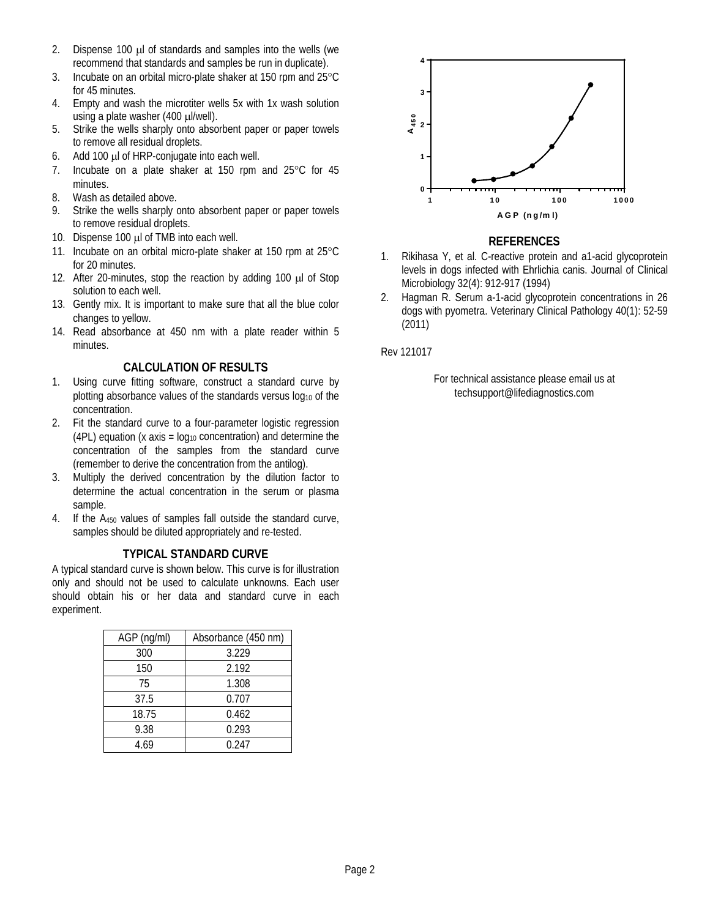2. Dispense 100 μl of standards and samples into the wells (we recommend that standards and samples be run in duplicate).
3. Incubate on an orbital micro-plate shaker at 150 rpm and 25°C for 45 minutes.
4. Empty and wash the microtiter wells 5x with 1x wash solution using a plate washer (400 μl/well).
5. Strike the wells sharply onto absorbent paper or paper towels to remove all residual droplets.
6. Add 100 μl of HRP-conjugate into each well.
7. Incubate on a plate shaker at 150 rpm and 25°C for 45 minutes.
8. Wash as detailed above.
9. Strike the wells sharply onto absorbent paper or paper towels to remove residual droplets.
10. Dispense 100 μl of TMB into each well.
11. Incubate on an orbital micro-plate shaker at 150 rpm at 25°C for 20 minutes.
12. After 20-minutes, stop the reaction by adding 100 μl of Stop solution to each well.
13. Gently mix. It is important to make sure that all the blue color changes to yellow.
14. Read absorbance at 450 nm with a plate reader within 5 minutes.

## CALCULATION OF RESULTS

1. Using curve fitting software, construct a standard curve by plotting absorbance values of the standards versus $\log_{10}$ of the concentration.
2. Fit the standard curve to a four-parameter logistic regression (4PL) equation (x axis = $\log_{10}$ concentration) and determine the concentration of the samples from the standard curve (remember to derive the concentration from the antilog).
3. Multiply the derived concentration by the dilution factor to determine the actual concentration in the serum or plasma sample.
4. If the $A_{450}$ values of samples fall outside the standard curve, samples should be diluted appropriately and re-tested.

## TYPICAL STANDARD CURVE

A typical standard curve is shown below. This curve is for illustration only and should not be used to calculate unknowns. Each user should obtain his or her data and standard curve in each experiment.

| AGP (ng/ml) | Absorbance (450 nm) |
|---|---|
| 300 | 3.229 |
| 150 | 2.192 |
| 75 | 1.308 |
| 37.5 | 0.707 |
| 18.75 | 0.462 |
| 9.38 | 0.293 |
| 4.69 | 0.247 |

$A_{450}$

4
3
2
1
0

1 10 100 1000

AGP (ng/ml)

## REFERENCES

1. Rikihasa Y, et al. C-reactive protein and a1-acid glycoprotein levels in dogs infected with Ehrlichia canis. Journal of Clinical Microbiology 32(4): 912-917 (1994)
2. Hagman R. Serum a-1-acid glycoprotein concentrations in 26 dogs with pyometra. Veterinary Clinical Pathology 40(1): 52-59 (2011)

Rev 121017

For technical assistance please email us at techsupport@lifediagnostics.com